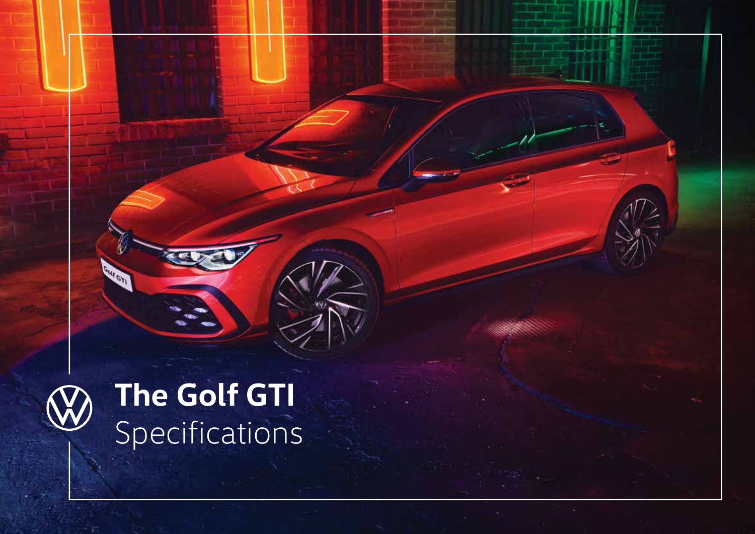# The Golf GTI

Specifications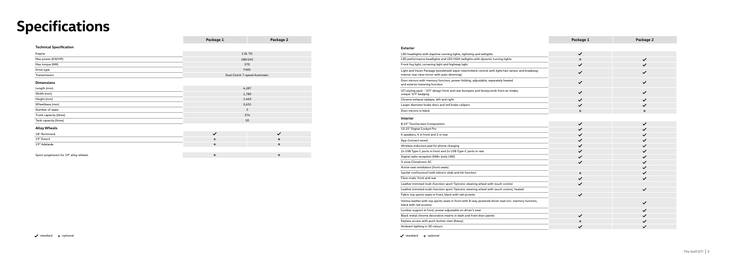# Specifications

| | Package 1 | Package 2 |
|---|---|---|
| **Technical Specification** | | |
| Engine | 2.0L TSI | |
| Max power (KW/HP) | 180/245 | |
| Max torque (NM) | 370 | |
| Drive type | FWD | |
| Transmission | Dual Clutch 7-speed Automatic | |
| **Dimensions** | | |
| Length (mm) | 4,287 | |
| Width (mm) | 1,789 | |
| Height (mm) | 1,463 | |
| Wheelbase (mm) | 2,631 | |
| Number of seats | 5 | |
| Trunk capacity (litres) | 374 | |
| Tank capacity (litres) | 50 | |
| **Alloy Wheels** | | |
| 18" Richmond | ✓ | ✓ |
| 19" Estoril | ⋄ | ⋄ |
| 19" Adelaide | ⋄ | ⋄ |
| Sport suspension for 19" alloy wheels | ⋄ | ⋄ |

✓ -standard ⋄ -optional

| | Package 1 | Package 2 |
|---|---|---|
| **Exterior** | | |
| LED headlights with daytime running lights, lightstrip and taillights | ✓ | |
| LED performance headlights and LED HIGH taillights with dynamic turning lights | ⋄ | ✓ |
| Front fog light, cornering light and highway light | ✓ | ✓ |
| Light and Vision Package (windshield wiper intermittent control with light/rain sensor and breakway interior rear view mirror with auto-dimming) | ✓ | ✓ |
| Door mirrors with memory function, power-folding, adjustable, separately heated and exterior lowering function | ✓ | ✓ |
| GTI styling pack - 'GTI' design front and rear bumpers and honeycomb front air intake, unique 'GTI' badging | ✓ | ✓ |
| Chrome exhaust tailpipe, left and right | ✓ | ✓ |
| Larger diameter brake discs and red brake calipers | ✓ | ✓ |
| Door mirrors in black | ⋄ | ⋄ |
| **Interior** | | |
| 8.25" Touchscreen Composition | ✓ | ✓ |
| 10.25" Digital Cockpit Pro | ✓ | ✓ |
| 6 speakers, 4 in front and 2 in rear | ✓ | ✓ |
| App-Connect wired | ✓ | ✓ |
| Wireless induction pad for phone charging | ✓ | ✓ |
| 2x USB Type-C ports in front and 2x USB Type-C ports in rear | ✓ | ✓ |
| Digital radio reception DAB+ (only UAE) | ✓ | ✓ |
| 3-zone Climatronic AC | ✓ | ✓ |
| Active seat ventilation (front seats) | | ✓ |
| Spoiler roof/sunroof with electric slide and tilt function | ⋄ | ✓ |
| Floor mats, front and rear | ✓ | ✓ |
| Leather trimmed multi-function sport Tiptronic steering wheel with touch control | ✓ | |
| Leather trimmed multi-function sport Tiptronic steering wheel with touch control, heated | | ✓ |
| Fabric top sports seats in front, black with red accents | ✓ | |
| Vienna leather with top sports seats in front with 8-way powered driver seat incl. memory function, black with red accents | | ✓ |
| Lumbar support in front, power adjustable on driver's seat | | ✓ |
| Black metal chrome decorative inserts in dash and front door panels | ✓ | ✓ |
| Keyless access with push-button start (Kessy) | ⋄ | ✓ |
| Ambient lighting in 30 colours | ✓ | ✓ |

✓ -standard ⋄ -optional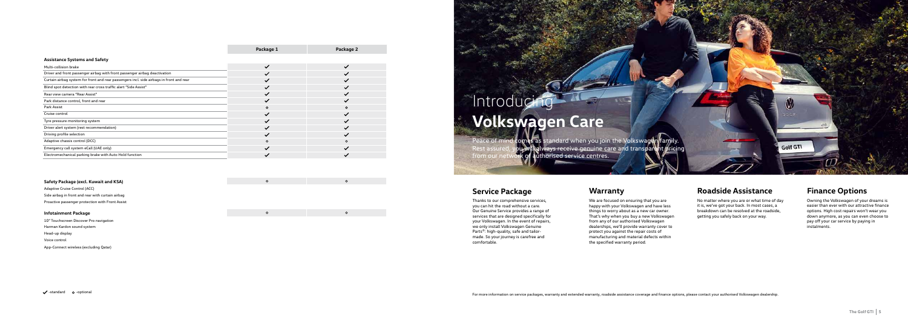| | Package 1 | Package 2 |
|---|---|---|
| **Assistance Systems and Safety** | | |
| Multi-collision brake | ✓ | ✓ |
| Driver and front passenger airbag with front passenger airbag deactivation | ✓ | ✓ |
| Curtain airbag system for front and rear passengers incl. side airbags in front and rear | ✓ | ✓ |
| Blind spot detection with rear cross traffic alert "Side Assist" | ✓ | ✓ |
| Rear view camera "Rear Assist" | ✓ | ✓ |
| Park distance control, front and rear | ✓ | ✓ |
| Park Assist | ⋄ | ⋄ |
| Cruise control | ✓ | ✓ |
| Tyre pressure monitoring system | ✓ | ✓ |
| Driver alert system (rest recommendation) | ✓ | ✓ |
| Driving profile selection | ✓ | ✓ |
| Adaptive chassis control (DCC) | ⋄ | ⋄ |
| Emergency call system eCall (UAE only) | ✓ | ✓ |
| Electromechanical parking brake with Auto Hold function | ✓ | ✓ |

| | | |
|---|---|---|
| **Safety Package (excl. Kuwait and KSA)** | ⋄ | ⋄ |
| Adaptive Cruise Control (ACC) | | |
| Side airbag in front and rear with curtain airbag | | |
| Proactive passenger protection with Front Assist | | |
| **Infotainment Package** | ⋄ | ⋄ |
| 10" Touchscreen Discover Pro navigation | | |
| Harman Kardon sound system | | |
| Head-up display | | |
| Voice control | | |
| App-Connect wireless (excluding Qatar) | | |

✓ -standard ⋄ -optional

# Introducing **Volkswagen Care**

Peace of mind comes as standard when you join the Volkswagen family. Rest assured, you will always receive genuine care and transparent pricing from our network of authorised service centres.

## Service Package

Thanks to our comprehensive services, you can hit the road without a care. Our Genuine Service provides a range of services that are designed specifically for your Volkswagen. In the event of repairs, we only install Volkswagen Genuine Parts®: high-quality, safe and tailor-made. So your journey is carefree and comfortable.

## Warranty

We are focused on ensuring that you are happy with your Volkswagen and have less things to worry about as a new car owner. That's why when you buy a new Volkswagen from any of our authorised Volkswagen dealerships, we'll provide warranty cover to protect you against the repair costs of manufacturing and material defects within the specified warranty period.

## Roadside Assistance

No matter where you are or what time of day it is, we've got your back. In most cases, a breakdown can be resolved at the roadside, getting you safely back on your way.

## Finance Options

Owning the Volkswagen of your dreams is easier than ever with our attractive finance options. High cost repairs won't wear you down anymore, as you can even choose to pay off your car service by paying in instalments.

For more information on service packages, warranty and extended warranty, roadside assistance coverage and finance options, please contact your authorised Volkswagen dealership.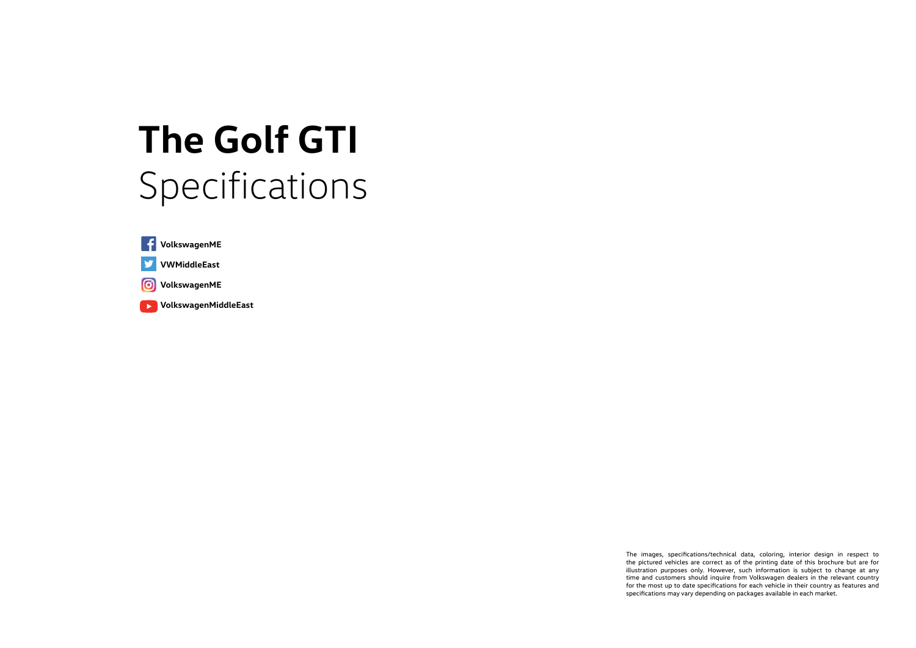# The Golf GTI
Specifications

VolkswagenME

VWMiddleEast

VolkswagenME

VolkswagenMiddleEast

The images, specifications/technical data, coloring, interior design in respect to the pictured vehicles are correct as of the printing date of this brochure but are for illustration purposes only. However, such information is subject to change at any time and customers should inquire from Volkswagen dealers in the relevant country for the most up to date specifications for each vehicle in their country as features and specifications may vary depending on packages available in each market.